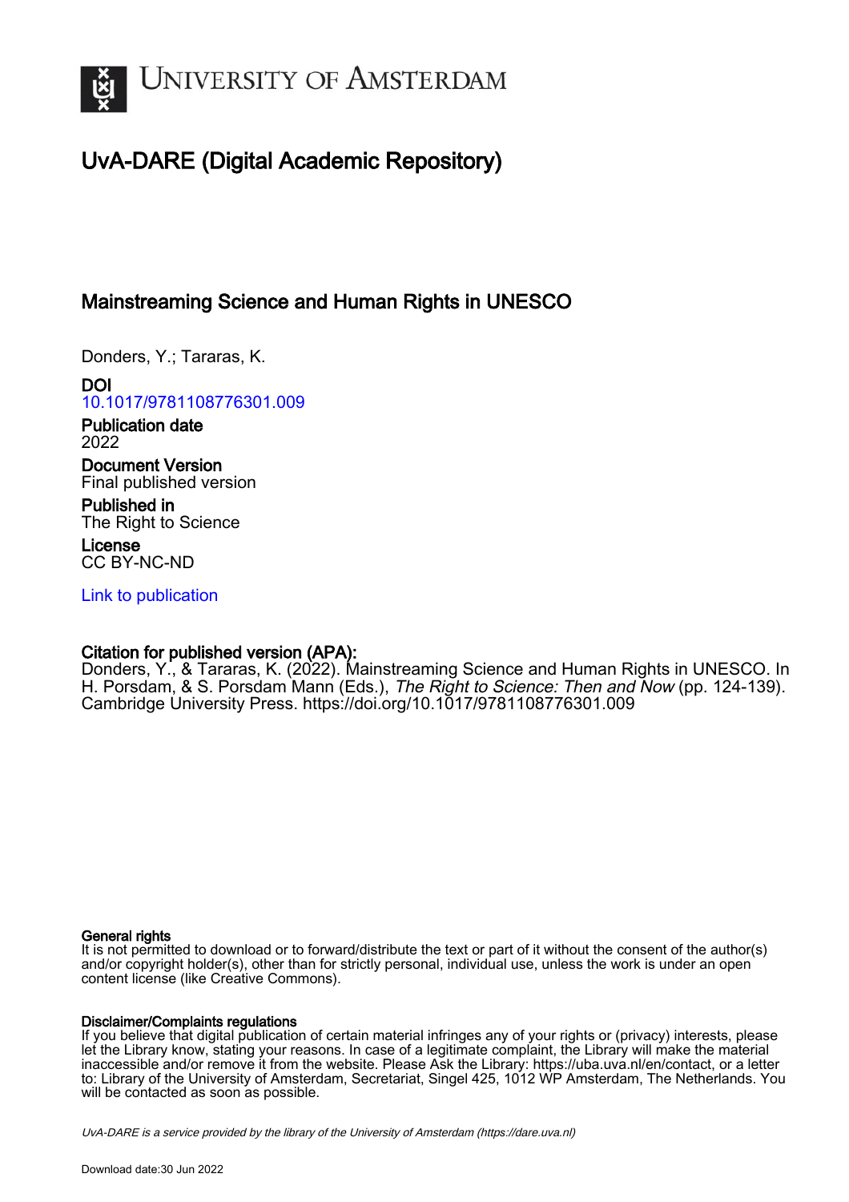UNIVERSITY OF AMSTERDAM

# UvA-DARE (Digital Academic Repository)

## Mainstreaming Science and Human Rights in UNESCO

Donders, Y.; Tararas, K.

**DOI**
10.1017/9781108776301.009

**Publication date**
2022

**Document Version**
Final published version

**Published in**
The Right to Science

**License**
CC BY-NC-ND

Link to publication

**Citation for published version (APA):**
Donders, Y., & Tararas, K. (2022). Mainstreaming Science and Human Rights in UNESCO. In H. Porsdam, & S. Porsdam Mann (Eds.), *The Right to Science: Then and Now* (pp. 124-139). Cambridge University Press. https://doi.org/10.1017/9781108776301.009

**General rights**
It is not permitted to download or to forward/distribute the text or part of it without the consent of the author(s) and/or copyright holder(s), other than for strictly personal, individual use, unless the work is under an open content license (like Creative Commons).

**Disclaimer/Complaints regulations**
If you believe that digital publication of certain material infringes any of your rights or (privacy) interests, please let the Library know, stating your reasons. In case of a legitimate complaint, the Library will make the material inaccessible and/or remove it from the website. Please Ask the Library: https://uba.uva.nl/en/contact, or a letter to: Library of the University of Amsterdam, Secretariat, Singel 425, 1012 WP Amsterdam, The Netherlands. You will be contacted as soon as possible.

*UvA-DARE is a service provided by the library of the University of Amsterdam (https://dare.uva.nl)*

Download date:30 Jun 2022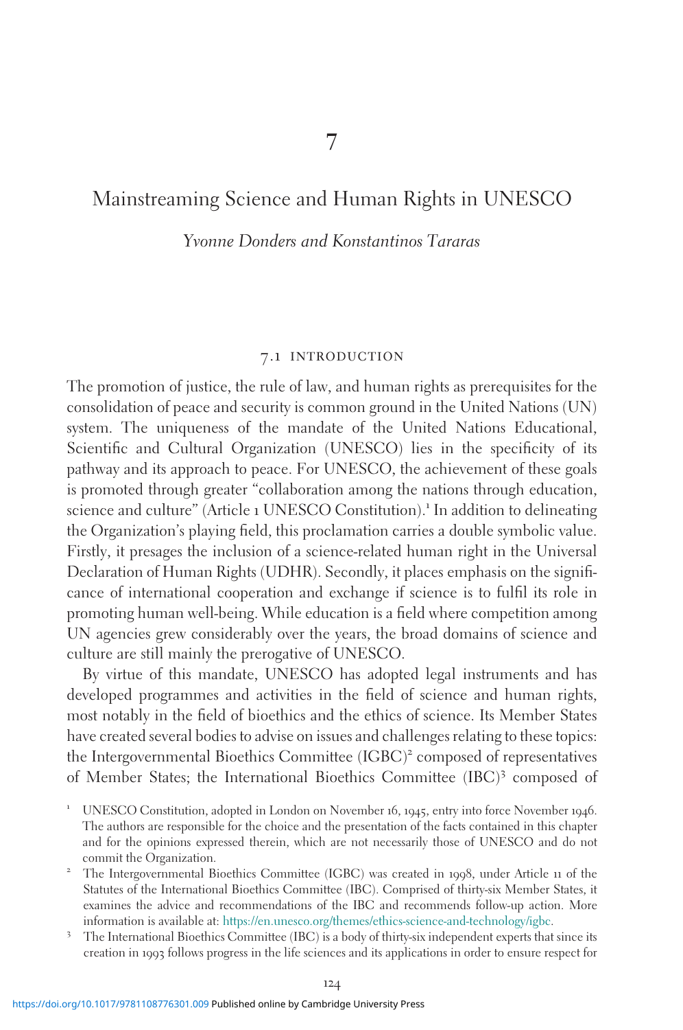# 7

## Mainstreaming Science and Human Rights in UNESCO

*Yvonne Donders and Konstantinos Tararas*

### 7.1 INTRODUCTION

The promotion of justice, the rule of law, and human rights as prerequisites for the consolidation of peace and security is common ground in the United Nations (UN) system. The uniqueness of the mandate of the United Nations Educational, Scientific and Cultural Organization (UNESCO) lies in the specificity of its pathway and its approach to peace. For UNESCO, the achievement of these goals is promoted through greater "collaboration among the nations through education, science and culture" (Article 1 UNESCO Constitution).[1] In addition to delineating the Organization's playing field, this proclamation carries a double symbolic value. Firstly, it presages the inclusion of a science-related human right in the Universal Declaration of Human Rights (UDHR). Secondly, it places emphasis on the significance of international cooperation and exchange if science is to fulfil its role in promoting human well-being. While education is a field where competition among UN agencies grew considerably over the years, the broad domains of science and culture are still mainly the prerogative of UNESCO.

By virtue of this mandate, UNESCO has adopted legal instruments and has developed programmes and activities in the field of science and human rights, most notably in the field of bioethics and the ethics of science. Its Member States have created several bodies to advise on issues and challenges relating to these topics: the Intergovernmental Bioethics Committee (IGBC)[2] composed of representatives of Member States; the International Bioethics Committee (IBC)[3] composed of

[1] UNESCO Constitution, adopted in London on November 16, 1945, entry into force November 1946. The authors are responsible for the choice and the presentation of the facts contained in this chapter and for the opinions expressed therein, which are not necessarily those of UNESCO and do not commit the Organization.

[2] The Intergovernmental Bioethics Committee (IGBC) was created in 1998, under Article 11 of the Statutes of the International Bioethics Committee (IBC). Comprised of thirty-six Member States, it examines the advice and recommendations of the IBC and recommends follow-up action. More information is available at: https://en.unesco.org/themes/ethics-science-and-technology/igbc.

[3] The International Bioethics Committee (IBC) is a body of thirty-six independent experts that since its creation in 1993 follows progress in the life sciences and its applications in order to ensure respect for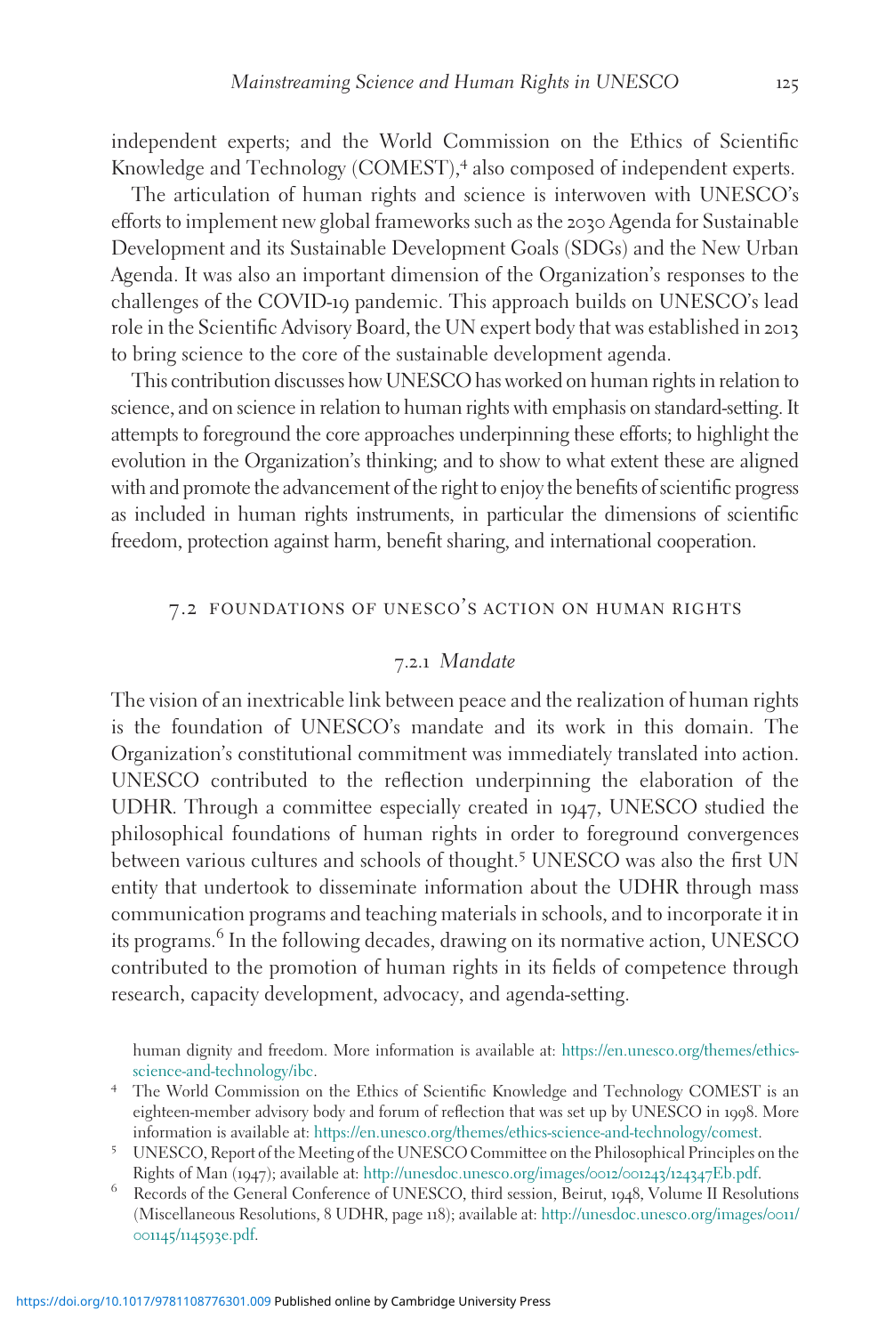independent experts; and the World Commission on the Ethics of Scientific Knowledge and Technology (COMEST),[4] also composed of independent experts.

The articulation of human rights and science is interwoven with UNESCO's efforts to implement new global frameworks such as the 2030 Agenda for Sustainable Development and its Sustainable Development Goals (SDGs) and the New Urban Agenda. It was also an important dimension of the Organization's responses to the challenges of the COVID-19 pandemic. This approach builds on UNESCO's lead role in the Scientific Advisory Board, the UN expert body that was established in 2013 to bring science to the core of the sustainable development agenda.

This contribution discusses how UNESCO has worked on human rights in relation to science, and on science in relation to human rights with emphasis on standard-setting. It attempts to foreground the core approaches underpinning these efforts; to highlight the evolution in the Organization's thinking; and to show to what extent these are aligned with and promote the advancement of the right to enjoy the benefits of scientific progress as included in human rights instruments, in particular the dimensions of scientific freedom, protection against harm, benefit sharing, and international cooperation.

## 7.2 FOUNDATIONS OF UNESCO'S ACTION ON HUMAN RIGHTS

### 7.2.1 *Mandate*

The vision of an inextricable link between peace and the realization of human rights is the foundation of UNESCO's mandate and its work in this domain. The Organization's constitutional commitment was immediately translated into action. UNESCO contributed to the reflection underpinning the elaboration of the UDHR. Through a committee especially created in 1947, UNESCO studied the philosophical foundations of human rights in order to foreground convergences between various cultures and schools of thought.[5] UNESCO was also the first UN entity that undertook to disseminate information about the UDHR through mass communication programs and teaching materials in schools, and to incorporate it in its programs.[6] In the following decades, drawing on its normative action, UNESCO contributed to the promotion of human rights in its fields of competence through research, capacity development, advocacy, and agenda-setting.

human dignity and freedom. More information is available at: https://en.unesco.org/themes/ethics-science-and-technology/ibc.

[4] The World Commission on the Ethics of Scientific Knowledge and Technology COMEST is an eighteen-member advisory body and forum of reflection that was set up by UNESCO in 1998. More information is available at: https://en.unesco.org/themes/ethics-science-and-technology/comest.

[5] UNESCO, Report of the Meeting of the UNESCO Committee on the Philosophical Principles on the Rights of Man (1947); available at: http://unesdoc.unesco.org/images/0012/001243/124347Eb.pdf.

[6] Records of the General Conference of UNESCO, third session, Beirut, 1948, Volume II Resolutions (Miscellaneous Resolutions, 8 UDHR, page 118); available at: http://unesdoc.unesco.org/images/0011/001145/114593e.pdf.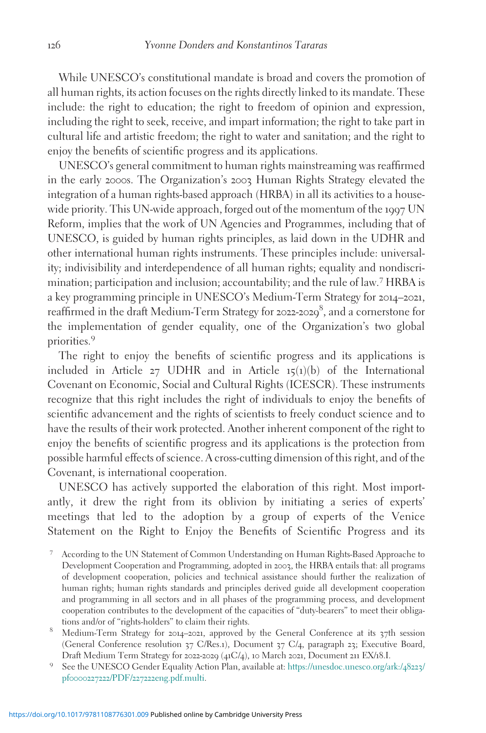While UNESCO's constitutional mandate is broad and covers the promotion of all human rights, its action focuses on the rights directly linked to its mandate. These include: the right to education; the right to freedom of opinion and expression, including the right to seek, receive, and impart information; the right to take part in cultural life and artistic freedom; the right to water and sanitation; and the right to enjoy the benefits of scientific progress and its applications.

UNESCO's general commitment to human rights mainstreaming was reaffirmed in the early 2000s. The Organization's 2003 Human Rights Strategy elevated the integration of a human rights-based approach (HRBA) in all its activities to a house-wide priority. This UN-wide approach, forged out of the momentum of the 1997 UN Reform, implies that the work of UN Agencies and Programmes, including that of UNESCO, is guided by human rights principles, as laid down in the UDHR and other international human rights instruments. These principles include: universality; indivisibility and interdependence of all human rights; equality and nondiscrimination; participation and inclusion; accountability; and the rule of law.[7] HRBA is a key programming principle in UNESCO's Medium-Term Strategy for 2014–2021, reaffirmed in the draft Medium-Term Strategy for 2022-2029[8], and a cornerstone for the implementation of gender equality, one of the Organization's two global priorities.[9]

The right to enjoy the benefits of scientific progress and its applications is included in Article 27 UDHR and in Article 15(1)(b) of the International Covenant on Economic, Social and Cultural Rights (ICESCR). These instruments recognize that this right includes the right of individuals to enjoy the benefits of scientific advancement and the rights of scientists to freely conduct science and to have the results of their work protected. Another inherent component of the right to enjoy the benefits of scientific progress and its applications is the protection from possible harmful effects of science. A cross-cutting dimension of this right, and of the Covenant, is international cooperation.

UNESCO has actively supported the elaboration of this right. Most importantly, it drew the right from its oblivion by initiating a series of experts' meetings that led to the adoption by a group of experts of the Venice Statement on the Right to Enjoy the Benefits of Scientific Progress and its

[7] According to the UN Statement of Common Understanding on Human Rights-Based Approache to Development Cooperation and Programming, adopted in 2003, the HRBA entails that: all programs of development cooperation, policies and technical assistance should further the realization of human rights; human rights standards and principles derived guide all development cooperation and programming in all sectors and in all phases of the programming process, and development cooperation contributes to the development of the capacities of "duty-bearers" to meet their obligations and/or of "rights-holders" to claim their rights.

[8] Medium-Term Strategy for 2014–2021, approved by the General Conference at its 37th session (General Conference resolution 37 C/Res.1), Document 37 C/4, paragraph 23; Executive Board, Draft Medium Term Strategy for 2022-2029 (41C/4), 10 March 2021, Document 211 EX/18.I.

[9] See the UNESCO Gender Equality Action Plan, available at: https://unesdoc.unesco.org/ark:/48223/pf0000227222/PDF/227222eng.pdf.multi.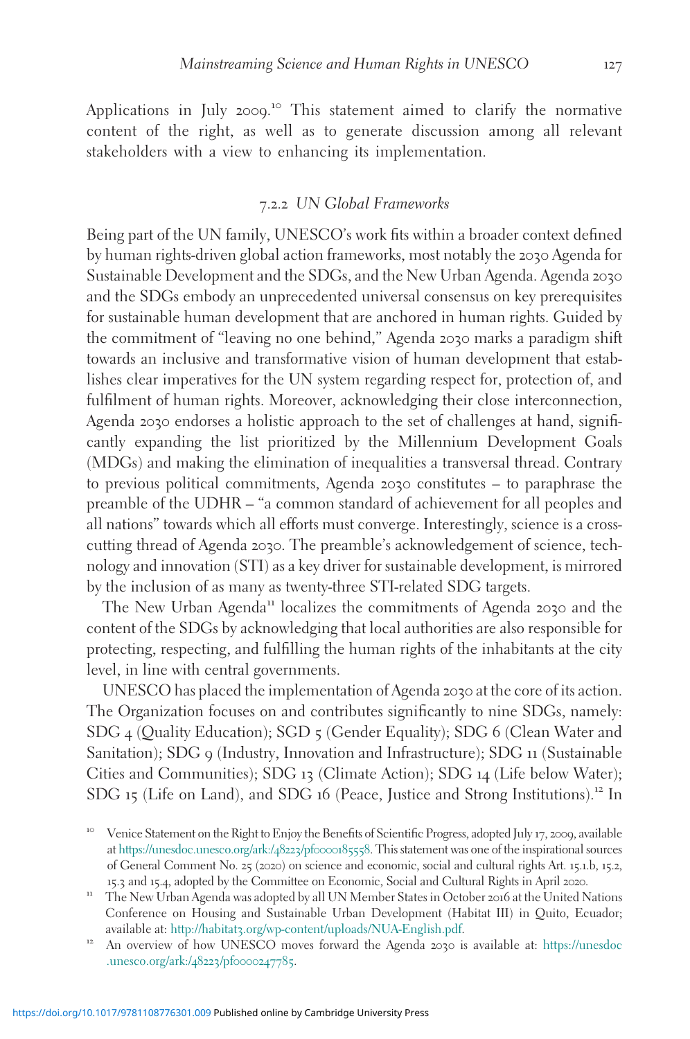Applications in July 2009.[10] This statement aimed to clarify the normative content of the right, as well as to generate discussion among all relevant stakeholders with a view to enhancing its implementation.

### 7.2.2 *UN Global Frameworks*

Being part of the UN family, UNESCO's work fits within a broader context defined by human rights-driven global action frameworks, most notably the 2030 Agenda for Sustainable Development and the SDGs, and the New Urban Agenda. Agenda 2030 and the SDGs embody an unprecedented universal consensus on key prerequisites for sustainable human development that are anchored in human rights. Guided by the commitment of "leaving no one behind," Agenda 2030 marks a paradigm shift towards an inclusive and transformative vision of human development that establishes clear imperatives for the UN system regarding respect for, protection of, and fulfilment of human rights. Moreover, acknowledging their close interconnection, Agenda 2030 endorses a holistic approach to the set of challenges at hand, significantly expanding the list prioritized by the Millennium Development Goals (MDGs) and making the elimination of inequalities a transversal thread. Contrary to previous political commitments, Agenda 2030 constitutes – to paraphrase the preamble of the UDHR – "a common standard of achievement for all peoples and all nations" towards which all efforts must converge. Interestingly, science is a cross-cutting thread of Agenda 2030. The preamble's acknowledgement of science, technology and innovation (STI) as a key driver for sustainable development, is mirrored by the inclusion of as many as twenty-three STI-related SDG targets.

The New Urban Agenda[11] localizes the commitments of Agenda 2030 and the content of the SDGs by acknowledging that local authorities are also responsible for protecting, respecting, and fulfilling the human rights of the inhabitants at the city level, in line with central governments.

UNESCO has placed the implementation of Agenda 2030 at the core of its action. The Organization focuses on and contributes significantly to nine SDGs, namely: SDG 4 (Quality Education); SGD 5 (Gender Equality); SDG 6 (Clean Water and Sanitation); SDG 9 (Industry, Innovation and Infrastructure); SDG 11 (Sustainable Cities and Communities); SDG 13 (Climate Action); SDG 14 (Life below Water); SDG 15 (Life on Land), and SDG 16 (Peace, Justice and Strong Institutions).[12] In

[10] Venice Statement on the Right to Enjoy the Benefits of Scientific Progress, adopted July 17, 2009, available at https://unesdoc.unesco.org/ark:/48223/pf0000185558. This statement was one of the inspirational sources of General Comment No. 25 (2020) on science and economic, social and cultural rights Art. 15.1.b, 15.2, 15.3 and 15.4, adopted by the Committee on Economic, Social and Cultural Rights in April 2020.

[11] The New Urban Agenda was adopted by all UN Member States in October 2016 at the United Nations Conference on Housing and Sustainable Urban Development (Habitat III) in Quito, Ecuador; available at: http://habitat3.org/wp-content/uploads/NUA-English.pdf.

[12] An overview of how UNESCO moves forward the Agenda 2030 is available at: https://unesdoc.unesco.org/ark:/48223/pf0000247785.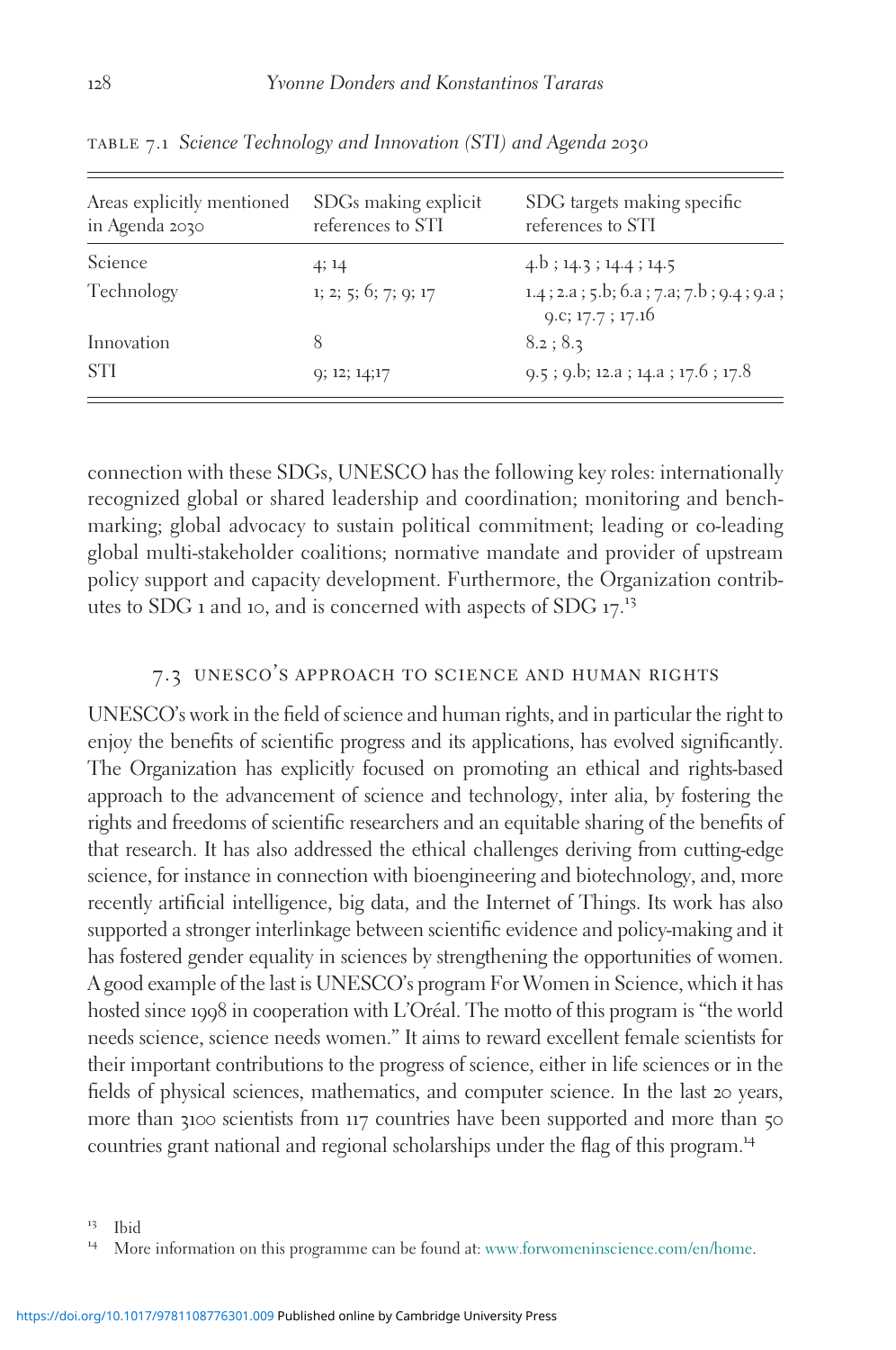TABLE 7.1 *Science Technology and Innovation (STI) and Agenda 2030*

| Areas explicitly mentioned in Agenda 2030 | SDGs making explicit references to STI | SDG targets making specific references to STI |
|---|---|---|
| Science | 4; 14 | 4.b ; 14.3 ; 14.4 ; 14.5 |
| Technology | 1; 2; 5; 6; 7; 9; 17 | 1.4 ; 2.a ; 5.b; 6.a ; 7.a; 7.b ; 9.4 ; 9.a ; 9.c; 17.7 ; 17.16 |
| Innovation | 8 | 8.2 ; 8.3 |
| STI | 9; 12; 14;17 | 9.5 ; 9.b; 12.a ; 14.a ; 17.6 ; 17.8 |

connection with these SDGs, UNESCO has the following key roles: internationally recognized global or shared leadership and coordination; monitoring and benchmarking; global advocacy to sustain political commitment; leading or co-leading global multi-stakeholder coalitions; normative mandate and provider of upstream policy support and capacity development. Furthermore, the Organization contributes to SDG 1 and 10, and is concerned with aspects of SDG 17.[13]

## 7.3 UNESCO'S APPROACH TO SCIENCE AND HUMAN RIGHTS

UNESCO's work in the field of science and human rights, and in particular the right to enjoy the benefits of scientific progress and its applications, has evolved significantly. The Organization has explicitly focused on promoting an ethical and rights-based approach to the advancement of science and technology, inter alia, by fostering the rights and freedoms of scientific researchers and an equitable sharing of the benefits of that research. It has also addressed the ethical challenges deriving from cutting-edge science, for instance in connection with bioengineering and biotechnology, and, more recently artificial intelligence, big data, and the Internet of Things. Its work has also supported a stronger interlinkage between scientific evidence and policy-making and it has fostered gender equality in sciences by strengthening the opportunities of women. A good example of the last is UNESCO's program For Women in Science, which it has hosted since 1998 in cooperation with L'Oréal. The motto of this program is "the world needs science, science needs women." It aims to reward excellent female scientists for their important contributions to the progress of science, either in life sciences or in the fields of physical sciences, mathematics, and computer science. In the last 20 years, more than 3100 scientists from 117 countries have been supported and more than 50 countries grant national and regional scholarships under the flag of this program.[14]

[13] Ibid

[14] More information on this programme can be found at: www.forwomeninscience.com/en/home.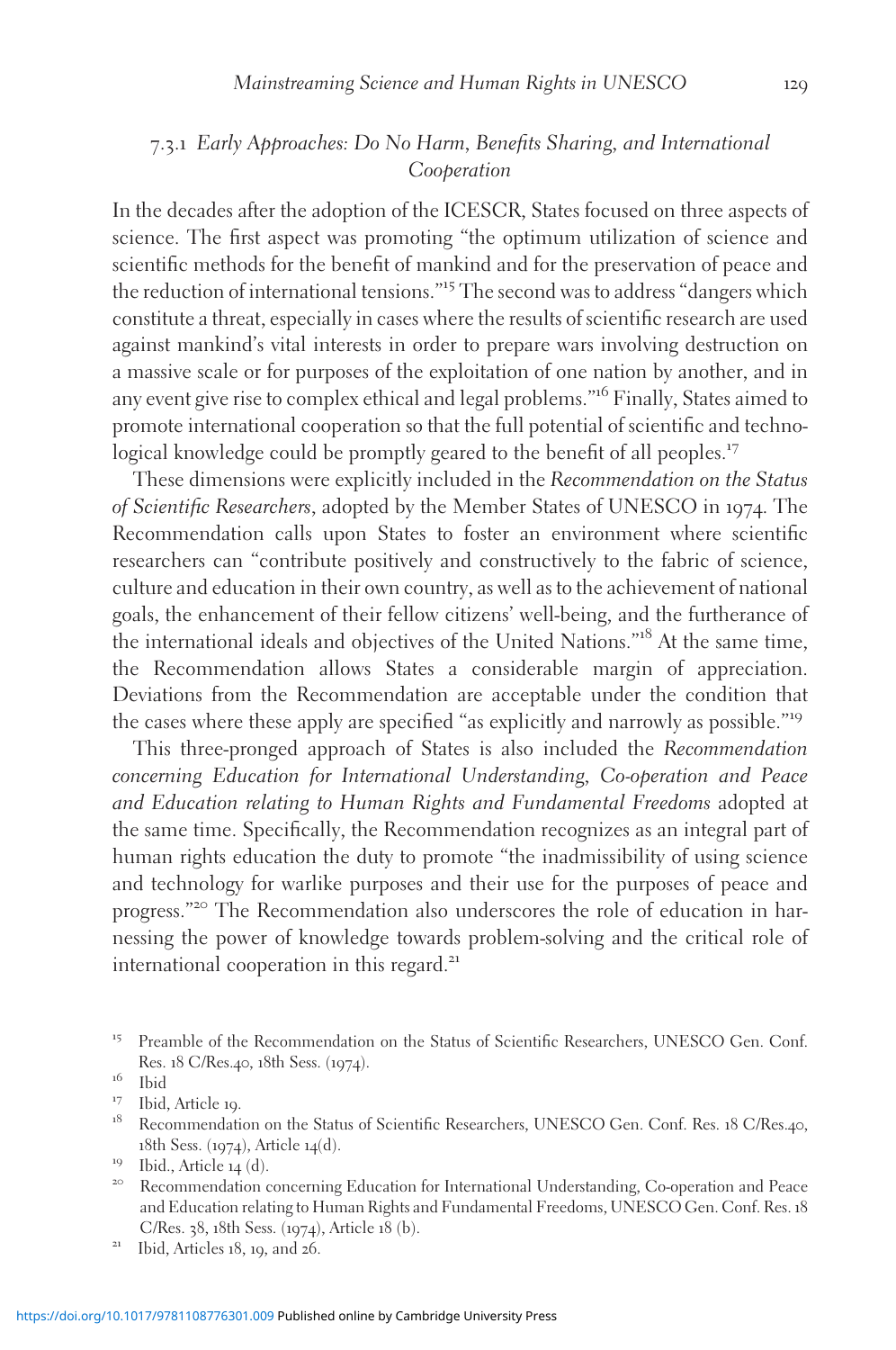### 7.3.1 *Early Approaches: Do No Harm, Benefits Sharing, and International Cooperation*

In the decades after the adoption of the ICESCR, States focused on three aspects of science. The first aspect was promoting "the optimum utilization of science and scientific methods for the benefit of mankind and for the preservation of peace and the reduction of international tensions."[15] The second was to address "dangers which constitute a threat, especially in cases where the results of scientific research are used against mankind's vital interests in order to prepare wars involving destruction on a massive scale or for purposes of the exploitation of one nation by another, and in any event give rise to complex ethical and legal problems."[16] Finally, States aimed to promote international cooperation so that the full potential of scientific and technological knowledge could be promptly geared to the benefit of all peoples.[17]

These dimensions were explicitly included in the *Recommendation on the Status of Scientific Researchers*, adopted by the Member States of UNESCO in 1974. The Recommendation calls upon States to foster an environment where scientific researchers can "contribute positively and constructively to the fabric of science, culture and education in their own country, as well as to the achievement of national goals, the enhancement of their fellow citizens' well-being, and the furtherance of the international ideals and objectives of the United Nations."[18] At the same time, the Recommendation allows States a considerable margin of appreciation. Deviations from the Recommendation are acceptable under the condition that the cases where these apply are specified "as explicitly and narrowly as possible."[19]

This three-pronged approach of States is also included the *Recommendation concerning Education for International Understanding, Co-operation and Peace and Education relating to Human Rights and Fundamental Freedoms* adopted at the same time. Specifically, the Recommendation recognizes as an integral part of human rights education the duty to promote "the inadmissibility of using science and technology for warlike purposes and their use for the purposes of peace and progress."[20] The Recommendation also underscores the role of education in harnessing the power of knowledge towards problem-solving and the critical role of international cooperation in this regard.[21]

---

[15] Preamble of the Recommendation on the Status of Scientific Researchers, UNESCO Gen. Conf. Res. 18 C/Res.40, 18th Sess. (1974).

[16] Ibid

[17] Ibid, Article 19.

[18] Recommendation on the Status of Scientific Researchers, UNESCO Gen. Conf. Res. 18 C/Res.40, 18th Sess. (1974), Article 14(d).

[19] Ibid., Article 14 (d).

[20] Recommendation concerning Education for International Understanding, Co-operation and Peace and Education relating to Human Rights and Fundamental Freedoms, UNESCO Gen. Conf. Res. 18 C/Res. 38, 18th Sess. (1974), Article 18 (b).

[21] Ibid, Articles 18, 19, and 26.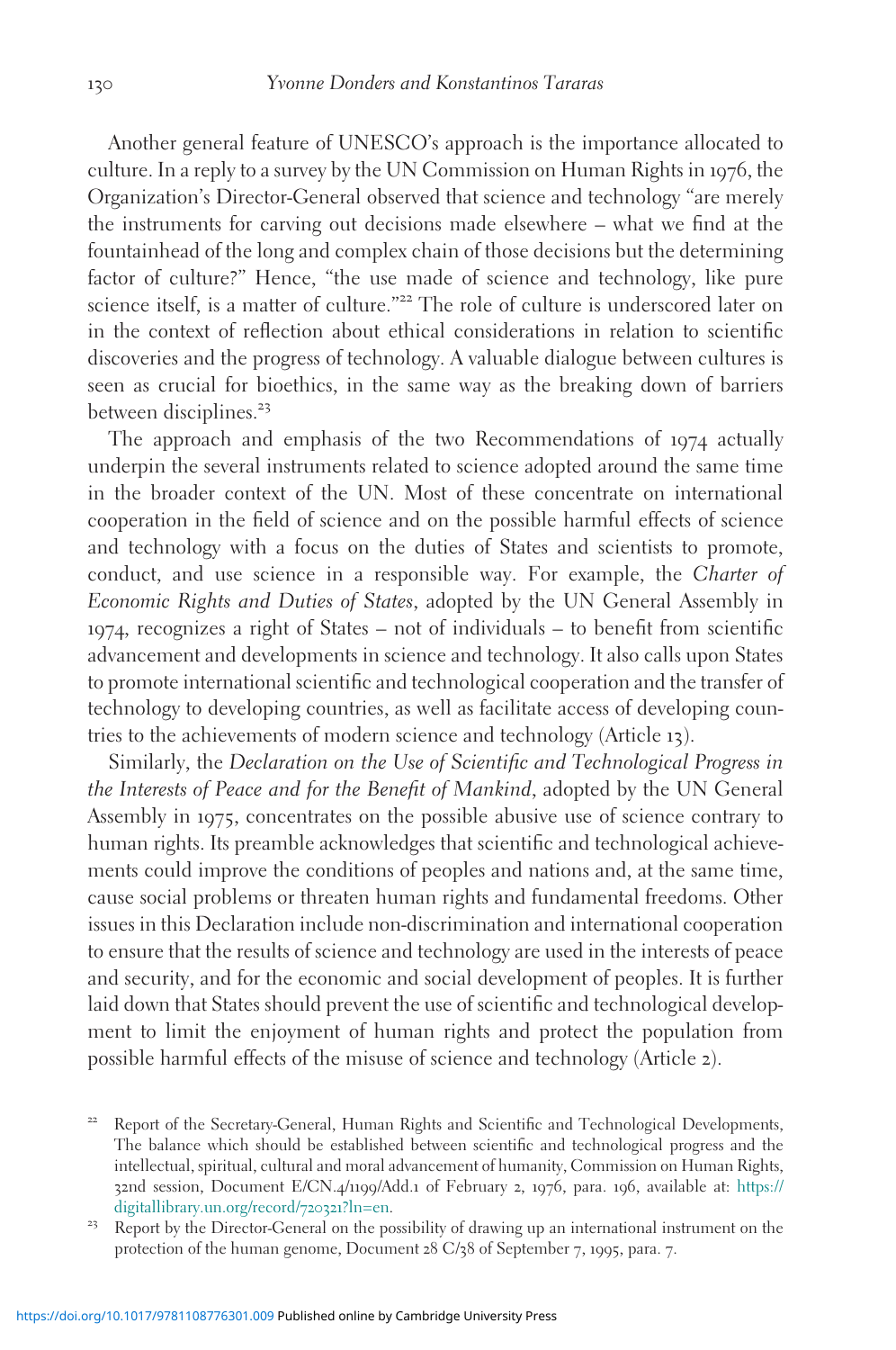Another general feature of UNESCO's approach is the importance allocated to culture. In a reply to a survey by the UN Commission on Human Rights in 1976, the Organization's Director-General observed that science and technology "are merely the instruments for carving out decisions made elsewhere – what we find at the fountainhead of the long and complex chain of those decisions but the determining factor of culture?" Hence, "the use made of science and technology, like pure science itself, is a matter of culture."[22] The role of culture is underscored later on in the context of reflection about ethical considerations in relation to scientific discoveries and the progress of technology. A valuable dialogue between cultures is seen as crucial for bioethics, in the same way as the breaking down of barriers between disciplines.[23]

The approach and emphasis of the two Recommendations of 1974 actually underpin the several instruments related to science adopted around the same time in the broader context of the UN. Most of these concentrate on international cooperation in the field of science and on the possible harmful effects of science and technology with a focus on the duties of States and scientists to promote, conduct, and use science in a responsible way. For example, the *Charter of Economic Rights and Duties of States*, adopted by the UN General Assembly in 1974, recognizes a right of States – not of individuals – to benefit from scientific advancement and developments in science and technology. It also calls upon States to promote international scientific and technological cooperation and the transfer of technology to developing countries, as well as facilitate access of developing countries to the achievements of modern science and technology (Article 13).

Similarly, the *Declaration on the Use of Scientific and Technological Progress in the Interests of Peace and for the Benefit of Mankind*, adopted by the UN General Assembly in 1975, concentrates on the possible abusive use of science contrary to human rights. Its preamble acknowledges that scientific and technological achievements could improve the conditions of peoples and nations and, at the same time, cause social problems or threaten human rights and fundamental freedoms. Other issues in this Declaration include non-discrimination and international cooperation to ensure that the results of science and technology are used in the interests of peace and security, and for the economic and social development of peoples. It is further laid down that States should prevent the use of scientific and technological development to limit the enjoyment of human rights and protect the population from possible harmful effects of the misuse of science and technology (Article 2).

[22] Report of the Secretary-General, Human Rights and Scientific and Technological Developments, The balance which should be established between scientific and technological progress and the intellectual, spiritual, cultural and moral advancement of humanity, Commission on Human Rights, 32nd session, Document E/CN.4/1199/Add.1 of February 2, 1976, para. 196, available at: https://digitallibrary.un.org/record/720321?ln=en.

[23] Report by the Director-General on the possibility of drawing up an international instrument on the protection of the human genome, Document 28 C/38 of September 7, 1995, para. 7.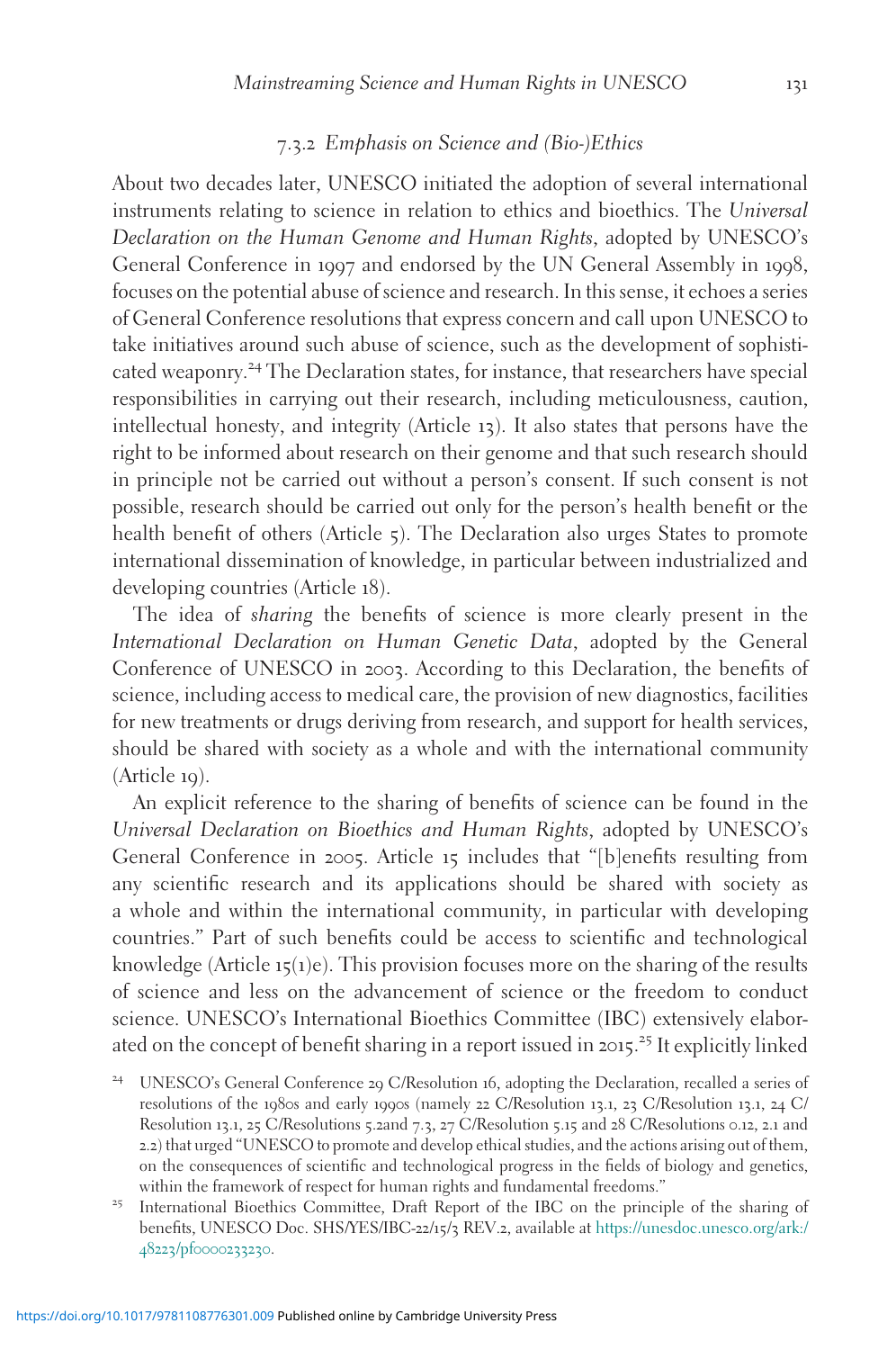### 7.3.2 *Emphasis on Science and (Bio-)Ethics*

About two decades later, UNESCO initiated the adoption of several international instruments relating to science in relation to ethics and bioethics. The *Universal Declaration on the Human Genome and Human Rights*, adopted by UNESCO's General Conference in 1997 and endorsed by the UN General Assembly in 1998, focuses on the potential abuse of science and research. In this sense, it echoes a series of General Conference resolutions that express concern and call upon UNESCO to take initiatives around such abuse of science, such as the development of sophisticated weaponry.[24] The Declaration states, for instance, that researchers have special responsibilities in carrying out their research, including meticulousness, caution, intellectual honesty, and integrity (Article 13). It also states that persons have the right to be informed about research on their genome and that such research should in principle not be carried out without a person's consent. If such consent is not possible, research should be carried out only for the person's health benefit or the health benefit of others (Article 5). The Declaration also urges States to promote international dissemination of knowledge, in particular between industrialized and developing countries (Article 18).

The idea of *sharing* the benefits of science is more clearly present in the *International Declaration on Human Genetic Data*, adopted by the General Conference of UNESCO in 2003. According to this Declaration, the benefits of science, including access to medical care, the provision of new diagnostics, facilities for new treatments or drugs deriving from research, and support for health services, should be shared with society as a whole and with the international community (Article 19).

An explicit reference to the sharing of benefits of science can be found in the *Universal Declaration on Bioethics and Human Rights*, adopted by UNESCO's General Conference in 2005. Article 15 includes that "[b]enefits resulting from any scientific research and its applications should be shared with society as a whole and within the international community, in particular with developing countries." Part of such benefits could be access to scientific and technological knowledge (Article 15(1)e). This provision focuses more on the sharing of the results of science and less on the advancement of science or the freedom to conduct science. UNESCO's International Bioethics Committee (IBC) extensively elaborated on the concept of benefit sharing in a report issued in 2015.[25] It explicitly linked

---

[24] UNESCO's General Conference 29 C/Resolution 16, adopting the Declaration, recalled a series of resolutions of the 1980s and early 1990s (namely 22 C/Resolution 13.1, 23 C/Resolution 13.1, 24 C/Resolution 13.1, 25 C/Resolutions 5.2and 7.3, 27 C/Resolution 5.15 and 28 C/Resolutions 0.12, 2.1 and 2.2) that urged "UNESCO to promote and develop ethical studies, and the actions arising out of them, on the consequences of scientific and technological progress in the fields of biology and genetics, within the framework of respect for human rights and fundamental freedoms."

[25] International Bioethics Committee, Draft Report of the IBC on the principle of the sharing of benefits, UNESCO Doc. SHS/YES/IBC-22/15/3 REV.2, available at https://unesdoc.unesco.org/ark:/48223/pf0000233230.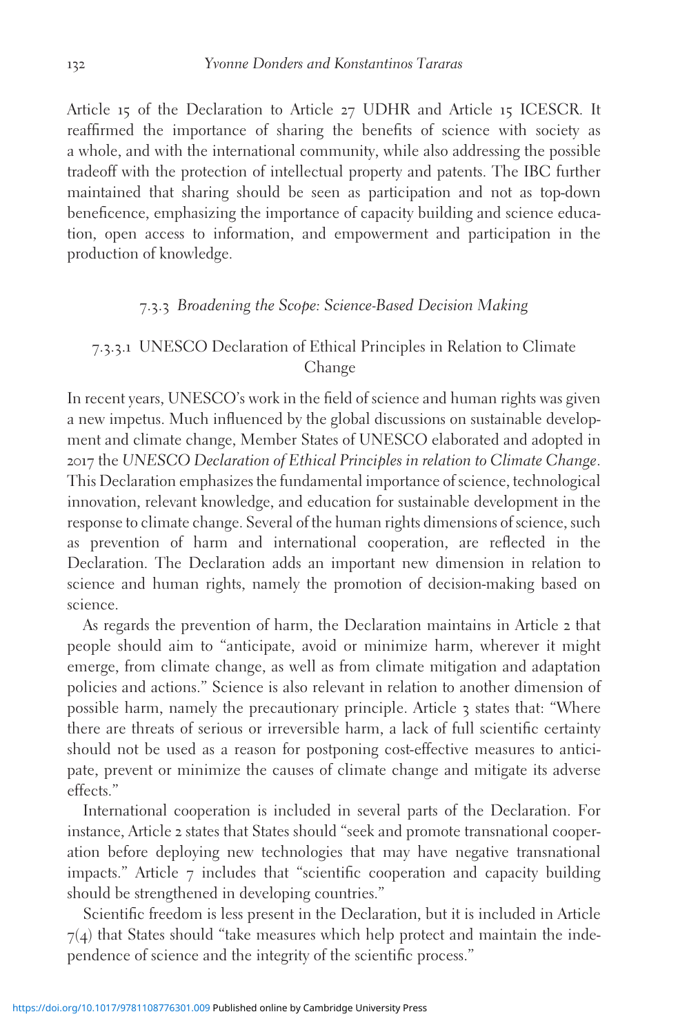Article 15 of the Declaration to Article 27 UDHR and Article 15 ICESCR. It reaffirmed the importance of sharing the benefits of science with society as a whole, and with the international community, while also addressing the possible tradeoff with the protection of intellectual property and patents. The IBC further maintained that sharing should be seen as participation and not as top-down beneficence, emphasizing the importance of capacity building and science education, open access to information, and empowerment and participation in the production of knowledge.

### 7.3.3 *Broadening the Scope: Science-Based Decision Making*

#### 7.3.3.1 UNESCO Declaration of Ethical Principles in Relation to Climate Change

In recent years, UNESCO's work in the field of science and human rights was given a new impetus. Much influenced by the global discussions on sustainable development and climate change, Member States of UNESCO elaborated and adopted in 2017 the *UNESCO Declaration of Ethical Principles in relation to Climate Change*. This Declaration emphasizes the fundamental importance of science, technological innovation, relevant knowledge, and education for sustainable development in the response to climate change. Several of the human rights dimensions of science, such as prevention of harm and international cooperation, are reflected in the Declaration. The Declaration adds an important new dimension in relation to science and human rights, namely the promotion of decision-making based on science.

As regards the prevention of harm, the Declaration maintains in Article 2 that people should aim to "anticipate, avoid or minimize harm, wherever it might emerge, from climate change, as well as from climate mitigation and adaptation policies and actions." Science is also relevant in relation to another dimension of possible harm, namely the precautionary principle. Article 3 states that: "Where there are threats of serious or irreversible harm, a lack of full scientific certainty should not be used as a reason for postponing cost-effective measures to anticipate, prevent or minimize the causes of climate change and mitigate its adverse effects."

International cooperation is included in several parts of the Declaration. For instance, Article 2 states that States should "seek and promote transnational cooperation before deploying new technologies that may have negative transnational impacts." Article 7 includes that "scientific cooperation and capacity building should be strengthened in developing countries."

Scientific freedom is less present in the Declaration, but it is included in Article 7(4) that States should "take measures which help protect and maintain the independence of science and the integrity of the scientific process."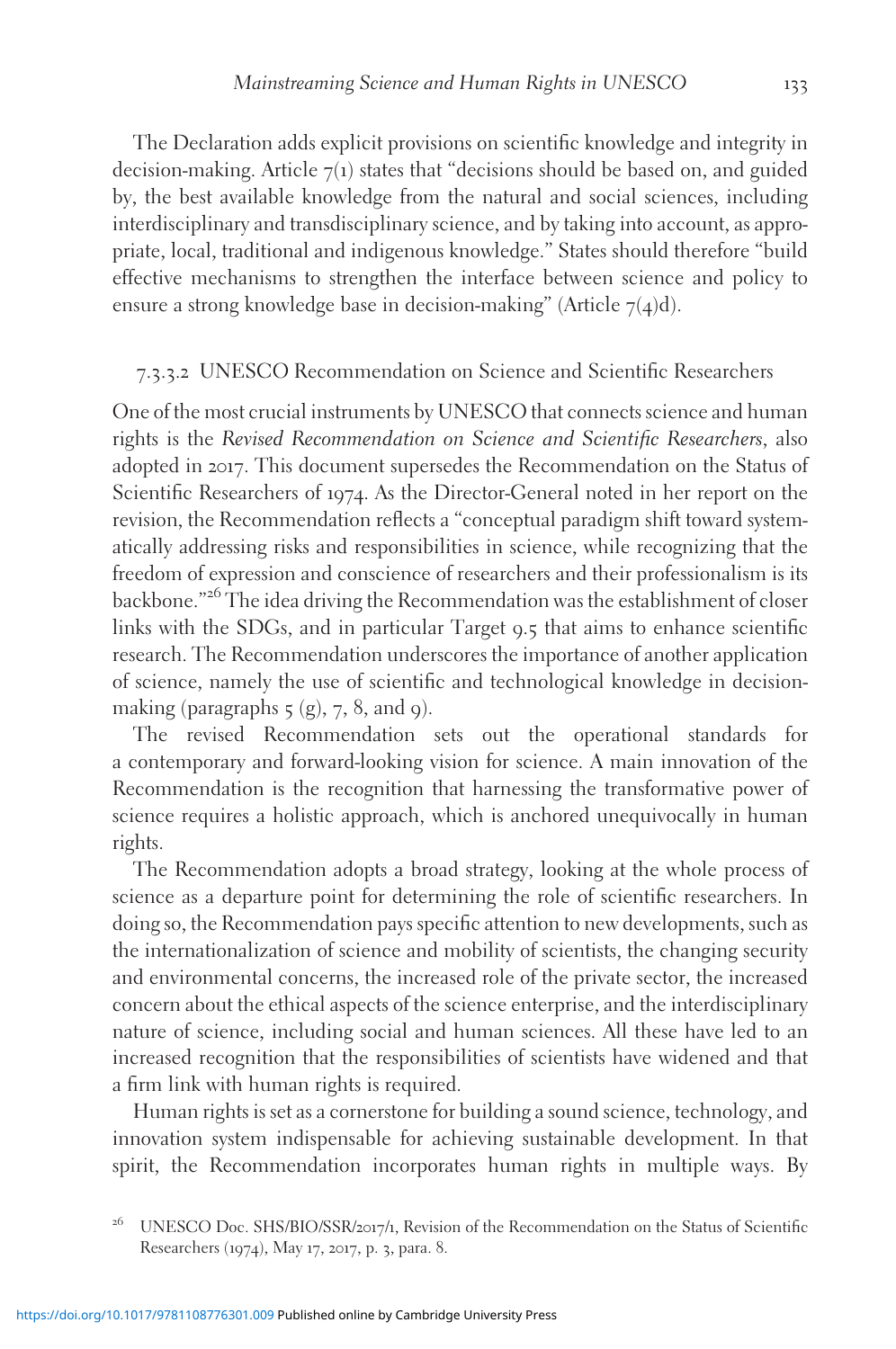The Declaration adds explicit provisions on scientific knowledge and integrity in decision-making. Article 7(1) states that "decisions should be based on, and guided by, the best available knowledge from the natural and social sciences, including interdisciplinary and transdisciplinary science, and by taking into account, as appropriate, local, traditional and indigenous knowledge." States should therefore "build effective mechanisms to strengthen the interface between science and policy to ensure a strong knowledge base in decision-making" (Article 7(4)d).

### 7.3.3.2 UNESCO Recommendation on Science and Scientific Researchers

One of the most crucial instruments by UNESCO that connects science and human rights is the *Revised Recommendation on Science and Scientific Researchers*, also adopted in 2017. This document supersedes the Recommendation on the Status of Scientific Researchers of 1974. As the Director-General noted in her report on the revision, the Recommendation reflects a "conceptual paradigm shift toward systematically addressing risks and responsibilities in science, while recognizing that the freedom of expression and conscience of researchers and their professionalism is its backbone."[26] The idea driving the Recommendation was the establishment of closer links with the SDGs, and in particular Target 9.5 that aims to enhance scientific research. The Recommendation underscores the importance of another application of science, namely the use of scientific and technological knowledge in decision-making (paragraphs 5 (g), 7, 8, and 9).

The revised Recommendation sets out the operational standards for a contemporary and forward-looking vision for science. A main innovation of the Recommendation is the recognition that harnessing the transformative power of science requires a holistic approach, which is anchored unequivocally in human rights.

The Recommendation adopts a broad strategy, looking at the whole process of science as a departure point for determining the role of scientific researchers. In doing so, the Recommendation pays specific attention to new developments, such as the internationalization of science and mobility of scientists, the changing security and environmental concerns, the increased role of the private sector, the increased concern about the ethical aspects of the science enterprise, and the interdisciplinary nature of science, including social and human sciences. All these have led to an increased recognition that the responsibilities of scientists have widened and that a firm link with human rights is required.

Human rights is set as a cornerstone for building a sound science, technology, and innovation system indispensable for achieving sustainable development. In that spirit, the Recommendation incorporates human rights in multiple ways. By

[26] UNESCO Doc. SHS/BIO/SSR/2017/1, Revision of the Recommendation on the Status of Scientific Researchers (1974), May 17, 2017, p. 3, para. 8.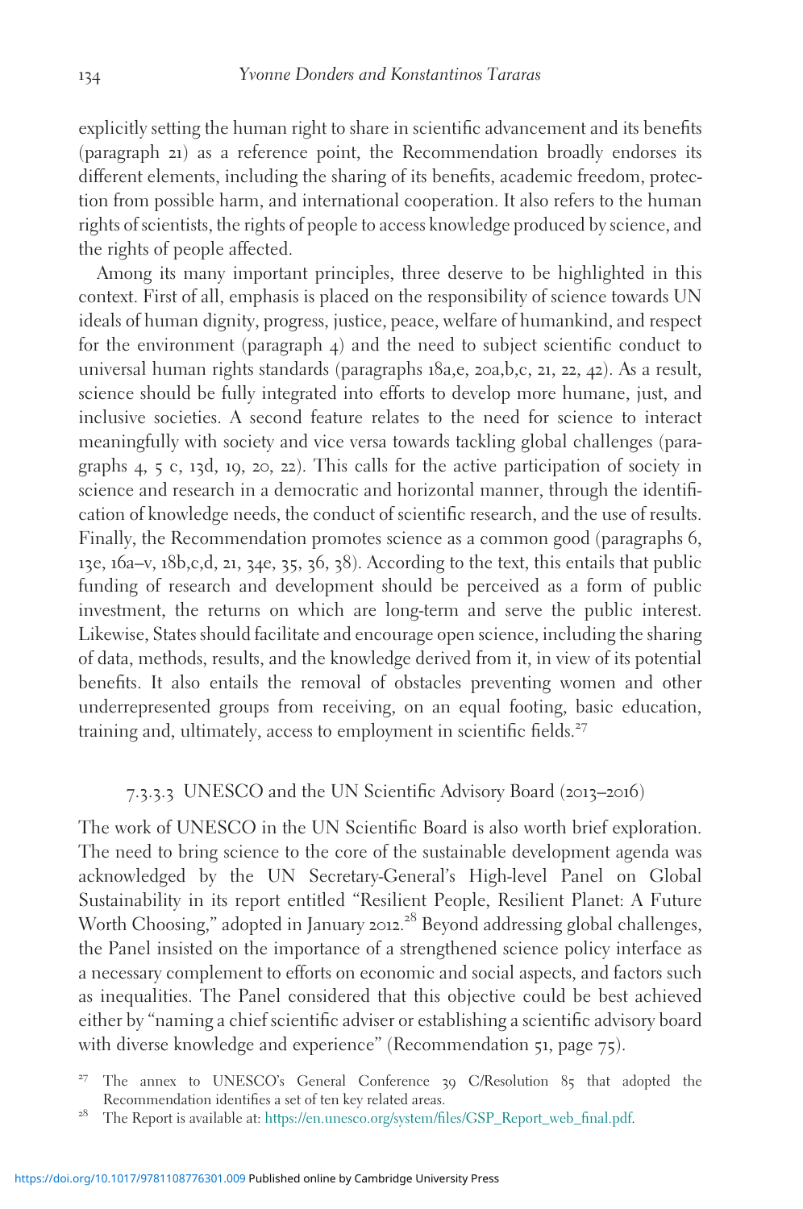explicitly setting the human right to share in scientific advancement and its benefits (paragraph 21) as a reference point, the Recommendation broadly endorses its different elements, including the sharing of its benefits, academic freedom, protection from possible harm, and international cooperation. It also refers to the human rights of scientists, the rights of people to access knowledge produced by science, and the rights of people affected.

Among its many important principles, three deserve to be highlighted in this context. First of all, emphasis is placed on the responsibility of science towards UN ideals of human dignity, progress, justice, peace, welfare of humankind, and respect for the environment (paragraph 4) and the need to subject scientific conduct to universal human rights standards (paragraphs 18a,e, 20a,b,c, 21, 22, 42). As a result, science should be fully integrated into efforts to develop more humane, just, and inclusive societies. A second feature relates to the need for science to interact meaningfully with society and vice versa towards tackling global challenges (paragraphs 4, 5 c, 13d, 19, 20, 22). This calls for the active participation of society in science and research in a democratic and horizontal manner, through the identification of knowledge needs, the conduct of scientific research, and the use of results. Finally, the Recommendation promotes science as a common good (paragraphs 6, 13e, 16a–v, 18b,c,d, 21, 34e, 35, 36, 38). According to the text, this entails that public funding of research and development should be perceived as a form of public investment, the returns on which are long-term and serve the public interest. Likewise, States should facilitate and encourage open science, including the sharing of data, methods, results, and the knowledge derived from it, in view of its potential benefits. It also entails the removal of obstacles preventing women and other underrepresented groups from receiving, on an equal footing, basic education, training and, ultimately, access to employment in scientific fields.[27]

#### 7.3.3.3 UNESCO and the UN Scientific Advisory Board (2013–2016)

The work of UNESCO in the UN Scientific Board is also worth brief exploration. The need to bring science to the core of the sustainable development agenda was acknowledged by the UN Secretary-General's High-level Panel on Global Sustainability in its report entitled "Resilient People, Resilient Planet: A Future Worth Choosing," adopted in January 2012.[28] Beyond addressing global challenges, the Panel insisted on the importance of a strengthened science policy interface as a necessary complement to efforts on economic and social aspects, and factors such as inequalities. The Panel considered that this objective could be best achieved either by "naming a chief scientific adviser or establishing a scientific advisory board with diverse knowledge and experience" (Recommendation 51, page 75).

[27] The annex to UNESCO's General Conference 39 C/Resolution 85 that adopted the Recommendation identifies a set of ten key related areas.

[28] The Report is available at: https://en.unesco.org/system/files/GSP_Report_web_final.pdf.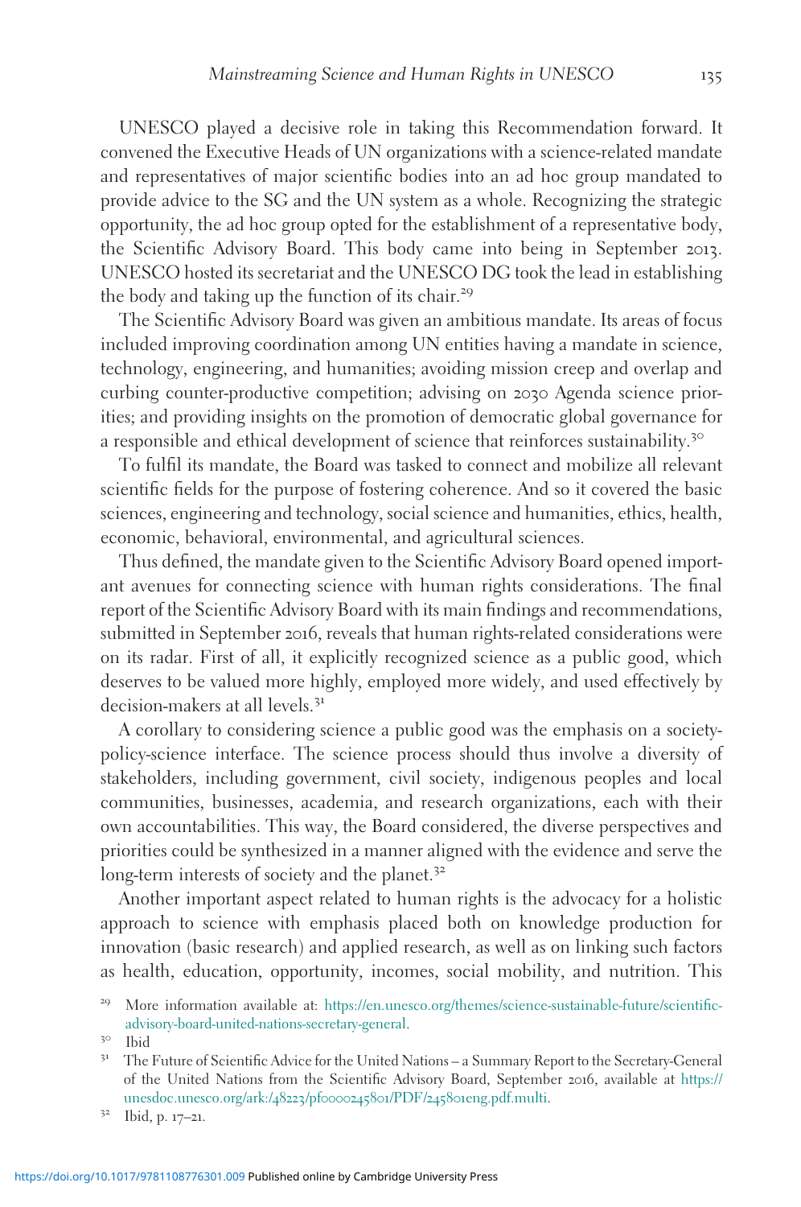UNESCO played a decisive role in taking this Recommendation forward. It convened the Executive Heads of UN organizations with a science-related mandate and representatives of major scientific bodies into an ad hoc group mandated to provide advice to the SG and the UN system as a whole. Recognizing the strategic opportunity, the ad hoc group opted for the establishment of a representative body, the Scientific Advisory Board. This body came into being in September 2013. UNESCO hosted its secretariat and the UNESCO DG took the lead in establishing the body and taking up the function of its chair.[29]

The Scientific Advisory Board was given an ambitious mandate. Its areas of focus included improving coordination among UN entities having a mandate in science, technology, engineering, and humanities; avoiding mission creep and overlap and curbing counter-productive competition; advising on 2030 Agenda science priorities; and providing insights on the promotion of democratic global governance for a responsible and ethical development of science that reinforces sustainability.[30]

To fulfil its mandate, the Board was tasked to connect and mobilize all relevant scientific fields for the purpose of fostering coherence. And so it covered the basic sciences, engineering and technology, social science and humanities, ethics, health, economic, behavioral, environmental, and agricultural sciences.

Thus defined, the mandate given to the Scientific Advisory Board opened important avenues for connecting science with human rights considerations. The final report of the Scientific Advisory Board with its main findings and recommendations, submitted in September 2016, reveals that human rights-related considerations were on its radar. First of all, it explicitly recognized science as a public good, which deserves to be valued more highly, employed more widely, and used effectively by decision-makers at all levels.[31]

A corollary to considering science a public good was the emphasis on a society-policy-science interface. The science process should thus involve a diversity of stakeholders, including government, civil society, indigenous peoples and local communities, businesses, academia, and research organizations, each with their own accountabilities. This way, the Board considered, the diverse perspectives and priorities could be synthesized in a manner aligned with the evidence and serve the long-term interests of society and the planet.[32]

Another important aspect related to human rights is the advocacy for a holistic approach to science with emphasis placed both on knowledge production for innovation (basic research) and applied research, as well as on linking such factors as health, education, opportunity, incomes, social mobility, and nutrition. This

[29] More information available at: https://en.unesco.org/themes/science-sustainable-future/scientific-advisory-board-united-nations-secretary-general.

[30] Ibid

[31] The Future of Scientific Advice for the United Nations – a Summary Report to the Secretary-General of the United Nations from the Scientific Advisory Board, September 2016, available at https://unesdoc.unesco.org/ark:/48223/pf0000245801/PDF/245801eng.pdf.multi.

[32] Ibid, p. 17–21.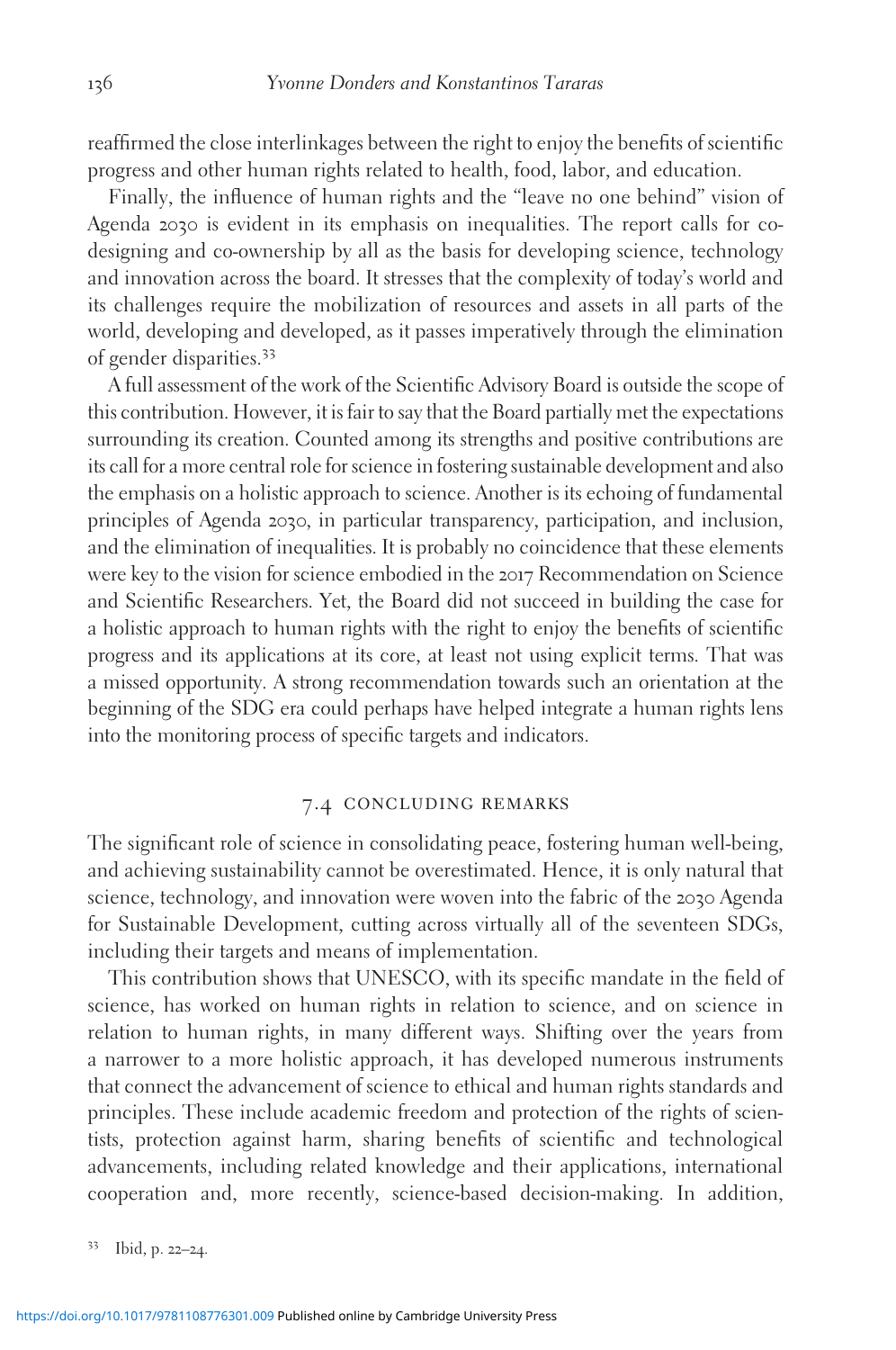reaffirmed the close interlinkages between the right to enjoy the benefits of scientific progress and other human rights related to health, food, labor, and education.

Finally, the influence of human rights and the "leave no one behind" vision of Agenda 2030 is evident in its emphasis on inequalities. The report calls for co-designing and co-ownership by all as the basis for developing science, technology and innovation across the board. It stresses that the complexity of today's world and its challenges require the mobilization of resources and assets in all parts of the world, developing and developed, as it passes imperatively through the elimination of gender disparities.[33]

A full assessment of the work of the Scientific Advisory Board is outside the scope of this contribution. However, it is fair to say that the Board partially met the expectations surrounding its creation. Counted among its strengths and positive contributions are its call for a more central role for science in fostering sustainable development and also the emphasis on a holistic approach to science. Another is its echoing of fundamental principles of Agenda 2030, in particular transparency, participation, and inclusion, and the elimination of inequalities. It is probably no coincidence that these elements were key to the vision for science embodied in the 2017 Recommendation on Science and Scientific Researchers. Yet, the Board did not succeed in building the case for a holistic approach to human rights with the right to enjoy the benefits of scientific progress and its applications at its core, at least not using explicit terms. That was a missed opportunity. A strong recommendation towards such an orientation at the beginning of the SDG era could perhaps have helped integrate a human rights lens into the monitoring process of specific targets and indicators.

## 7.4 CONCLUDING REMARKS

The significant role of science in consolidating peace, fostering human well-being, and achieving sustainability cannot be overestimated. Hence, it is only natural that science, technology, and innovation were woven into the fabric of the 2030 Agenda for Sustainable Development, cutting across virtually all of the seventeen SDGs, including their targets and means of implementation.

This contribution shows that UNESCO, with its specific mandate in the field of science, has worked on human rights in relation to science, and on science in relation to human rights, in many different ways. Shifting over the years from a narrower to a more holistic approach, it has developed numerous instruments that connect the advancement of science to ethical and human rights standards and principles. These include academic freedom and protection of the rights of scientists, protection against harm, sharing benefits of scientific and technological advancements, including related knowledge and their applications, international cooperation and, more recently, science-based decision-making. In addition,

[33] Ibid, p. 22–24.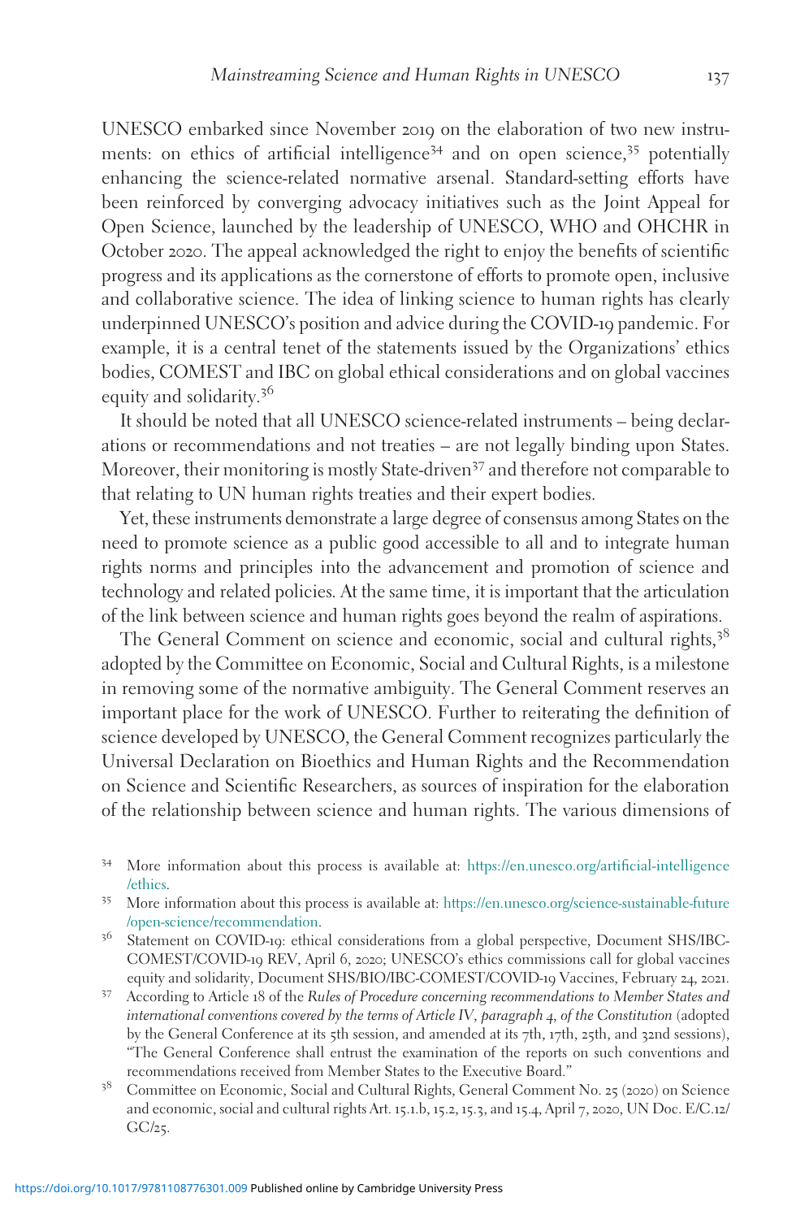UNESCO embarked since November 2019 on the elaboration of two new instruments: on ethics of artificial intelligence[34] and on open science,[35] potentially enhancing the science-related normative arsenal. Standard-setting efforts have been reinforced by converging advocacy initiatives such as the Joint Appeal for Open Science, launched by the leadership of UNESCO, WHO and OHCHR in October 2020. The appeal acknowledged the right to enjoy the benefits of scientific progress and its applications as the cornerstone of efforts to promote open, inclusive and collaborative science. The idea of linking science to human rights has clearly underpinned UNESCO's position and advice during the COVID-19 pandemic. For example, it is a central tenet of the statements issued by the Organizations' ethics bodies, COMEST and IBC on global ethical considerations and on global vaccines equity and solidarity.[36]

It should be noted that all UNESCO science-related instruments – being declarations or recommendations and not treaties – are not legally binding upon States. Moreover, their monitoring is mostly State-driven[37] and therefore not comparable to that relating to UN human rights treaties and their expert bodies.

Yet, these instruments demonstrate a large degree of consensus among States on the need to promote science as a public good accessible to all and to integrate human rights norms and principles into the advancement and promotion of science and technology and related policies. At the same time, it is important that the articulation of the link between science and human rights goes beyond the realm of aspirations.

The General Comment on science and economic, social and cultural rights,[38] adopted by the Committee on Economic, Social and Cultural Rights, is a milestone in removing some of the normative ambiguity. The General Comment reserves an important place for the work of UNESCO. Further to reiterating the definition of science developed by UNESCO, the General Comment recognizes particularly the Universal Declaration on Bioethics and Human Rights and the Recommendation on Science and Scientific Researchers, as sources of inspiration for the elaboration of the relationship between science and human rights. The various dimensions of

[34] More information about this process is available at: https://en.unesco.org/artificial-intelligence/ethics.

[35] More information about this process is available at: https://en.unesco.org/science-sustainable-future/open-science/recommendation.

[36] Statement on COVID-19: ethical considerations from a global perspective, Document SHS/IBC-COMEST/COVID-19 REV, April 6, 2020; UNESCO's ethics commissions call for global vaccines equity and solidarity, Document SHS/BIO/IBC-COMEST/COVID-19 Vaccines, February 24, 2021.

[37] According to Article 18 of the *Rules of Procedure concerning recommendations to Member States and international conventions covered by the terms of Article IV, paragraph 4, of the Constitution* (adopted by the General Conference at its 5th session, and amended at its 7th, 17th, 25th, and 32nd sessions), "The General Conference shall entrust the examination of the reports on such conventions and recommendations received from Member States to the Executive Board."

[38] Committee on Economic, Social and Cultural Rights, General Comment No. 25 (2020) on Science and economic, social and cultural rights Art. 15.1.b, 15.2, 15.3, and 15.4, April 7, 2020, UN Doc. E/C.12/GC/25.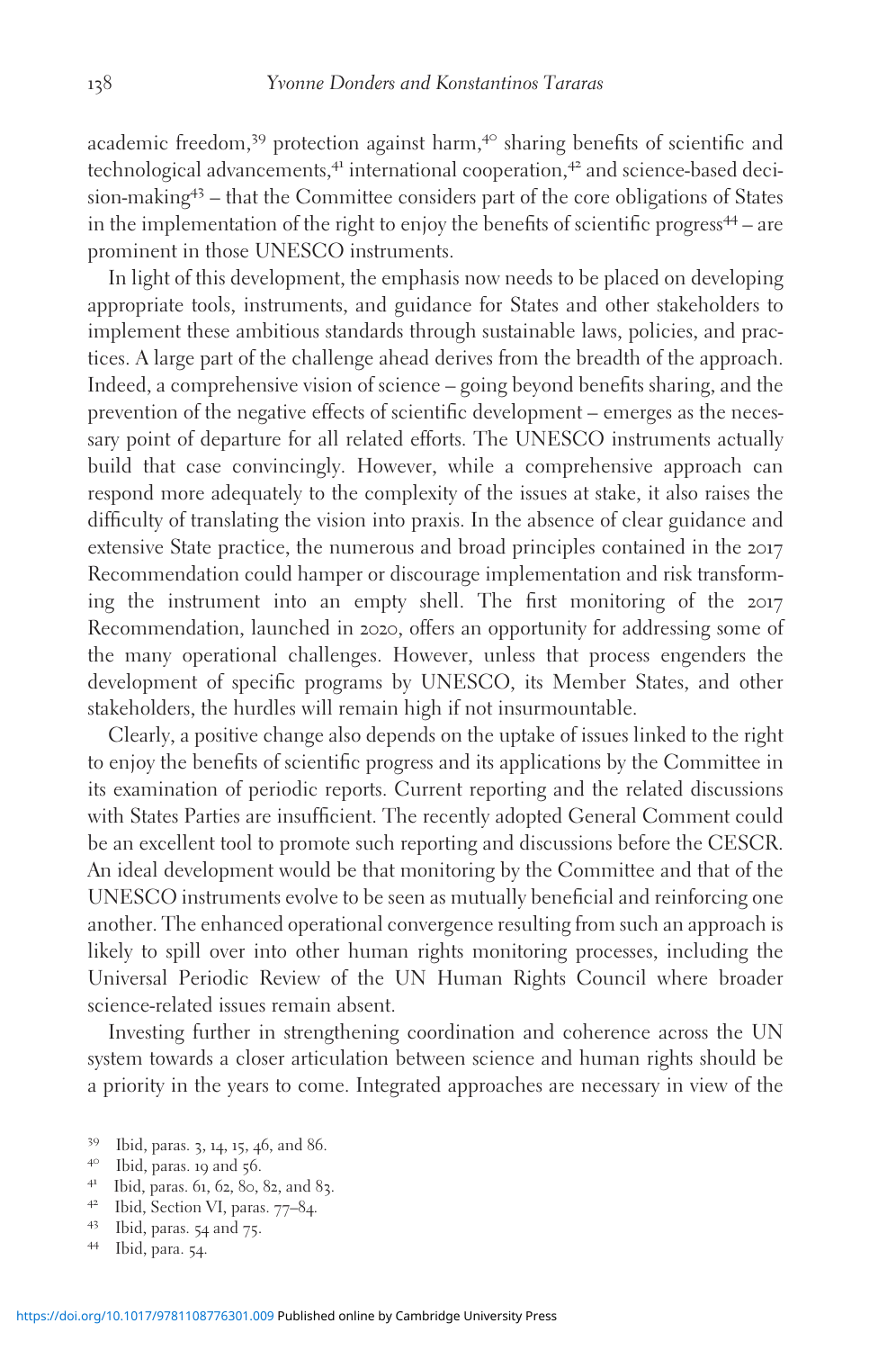academic freedom,[39] protection against harm,[40] sharing benefits of scientific and technological advancements,[41] international cooperation,[42] and science-based decision-making[43] – that the Committee considers part of the core obligations of States in the implementation of the right to enjoy the benefits of scientific progress[44] – are prominent in those UNESCO instruments.

In light of this development, the emphasis now needs to be placed on developing appropriate tools, instruments, and guidance for States and other stakeholders to implement these ambitious standards through sustainable laws, policies, and practices. A large part of the challenge ahead derives from the breadth of the approach. Indeed, a comprehensive vision of science – going beyond benefits sharing, and the prevention of the negative effects of scientific development – emerges as the necessary point of departure for all related efforts. The UNESCO instruments actually build that case convincingly. However, while a comprehensive approach can respond more adequately to the complexity of the issues at stake, it also raises the difficulty of translating the vision into praxis. In the absence of clear guidance and extensive State practice, the numerous and broad principles contained in the 2017 Recommendation could hamper or discourage implementation and risk transforming the instrument into an empty shell. The first monitoring of the 2017 Recommendation, launched in 2020, offers an opportunity for addressing some of the many operational challenges. However, unless that process engenders the development of specific programs by UNESCO, its Member States, and other stakeholders, the hurdles will remain high if not insurmountable.

Clearly, a positive change also depends on the uptake of issues linked to the right to enjoy the benefits of scientific progress and its applications by the Committee in its examination of periodic reports. Current reporting and the related discussions with States Parties are insufficient. The recently adopted General Comment could be an excellent tool to promote such reporting and discussions before the CESCR. An ideal development would be that monitoring by the Committee and that of the UNESCO instruments evolve to be seen as mutually beneficial and reinforcing one another. The enhanced operational convergence resulting from such an approach is likely to spill over into other human rights monitoring processes, including the Universal Periodic Review of the UN Human Rights Council where broader science-related issues remain absent.

Investing further in strengthening coordination and coherence across the UN system towards a closer articulation between science and human rights should be a priority in the years to come. Integrated approaches are necessary in view of the

[39] Ibid, paras. 3, 14, 15, 46, and 86.
[40] Ibid, paras. 19 and 56.
[41] Ibid, paras. 61, 62, 80, 82, and 83.
[42] Ibid, Section VI, paras. 77–84.
[43] Ibid, paras. 54 and 75.
[44] Ibid, para. 54.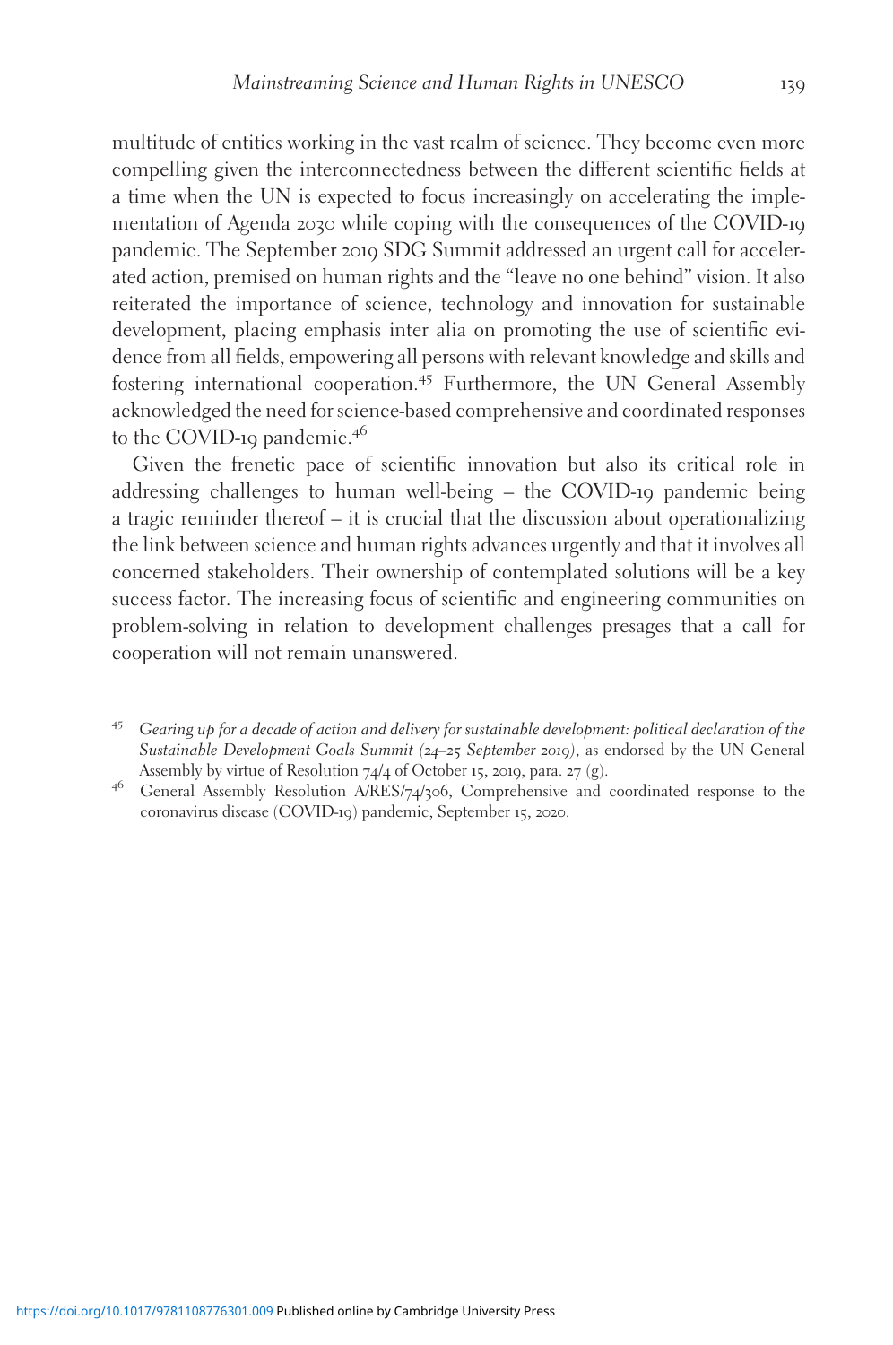multitude of entities working in the vast realm of science. They become even more compelling given the interconnectedness between the different scientific fields at a time when the UN is expected to focus increasingly on accelerating the implementation of Agenda 2030 while coping with the consequences of the COVID-19 pandemic. The September 2019 SDG Summit addressed an urgent call for accelerated action, premised on human rights and the "leave no one behind" vision. It also reiterated the importance of science, technology and innovation for sustainable development, placing emphasis inter alia on promoting the use of scientific evidence from all fields, empowering all persons with relevant knowledge and skills and fostering international cooperation.[45] Furthermore, the UN General Assembly acknowledged the need for science-based comprehensive and coordinated responses to the COVID-19 pandemic.[46]

Given the frenetic pace of scientific innovation but also its critical role in addressing challenges to human well-being – the COVID-19 pandemic being a tragic reminder thereof – it is crucial that the discussion about operationalizing the link between science and human rights advances urgently and that it involves all concerned stakeholders. Their ownership of contemplated solutions will be a key success factor. The increasing focus of scientific and engineering communities on problem-solving in relation to development challenges presages that a call for cooperation will not remain unanswered.

[45] *Gearing up for a decade of action and delivery for sustainable development: political declaration of the Sustainable Development Goals Summit (24–25 September 2019)*, as endorsed by the UN General Assembly by virtue of Resolution 74/4 of October 15, 2019, para. 27 (g).

[46] General Assembly Resolution A/RES/74/306, Comprehensive and coordinated response to the coronavirus disease (COVID-19) pandemic, September 15, 2020.